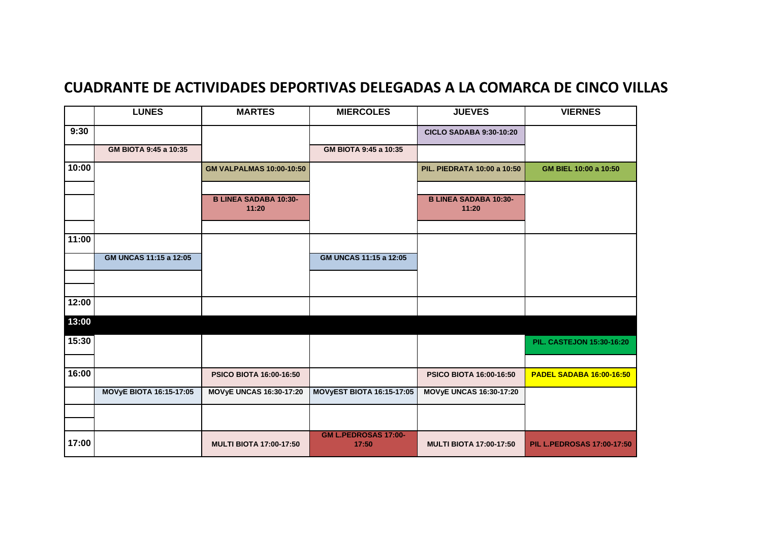# CUADRANTE DE ACTIVIDADES DEPORTIVAS DELEGADAS A LA COMARCA DE CINCO VILLAS

| | LUNES | MARTES | MIERCOLES | JUEVES | VIERNES |
|---|---|---|---|---|---|
| 9:30 | | | | CICLO SADABA 9:30-10:20 | |
| | GM BIOTA 9:45 a 10:35 | | GM BIOTA 9:45 a 10:35 | | |
| 10:00 | | GM VALPALMAS 10:00-10:50 | | PIL. PIEDRATA 10:00 a 10:50 | GM BIEL 10:00 a 10:50 |
| | | | | | |
| | | B LINEA SADABA 10:30-11:20 | | B LINEA SADABA 10:30-11:20 | |
| | | | | | |
| 11:00 | | | | | |
| | GM UNCAS 11:15 a 12:05 | | GM UNCAS 11:15 a 12:05 | | |
| | | | | | |
| | | | | | |
| 12:00 | | | | | |
| 13:00 | | | | | |
| 15:30 | | | | | PIL. CASTEJON 15:30-16:20 |
| | | | | | |
| 16:00 | | PSICO BIOTA 16:00-16:50 | | PSICO BIOTA 16:00-16:50 | PADEL SADABA 16:00-16:50 |
| | MOVyE BIOTA 16:15-17:05 | MOVyE UNCAS 16:30-17:20 | MOVyEST BIOTA 16:15-17:05 | MOVyE UNCAS 16:30-17:20 | |
| | | | | | |
| | | | | | |
| 17:00 | | MULTI BIOTA 17:00-17:50 | GM L.PEDROSAS 17:00-17:50 | MULTI BIOTA 17:00-17:50 | PIL L.PEDROSAS 17:00-17:50 |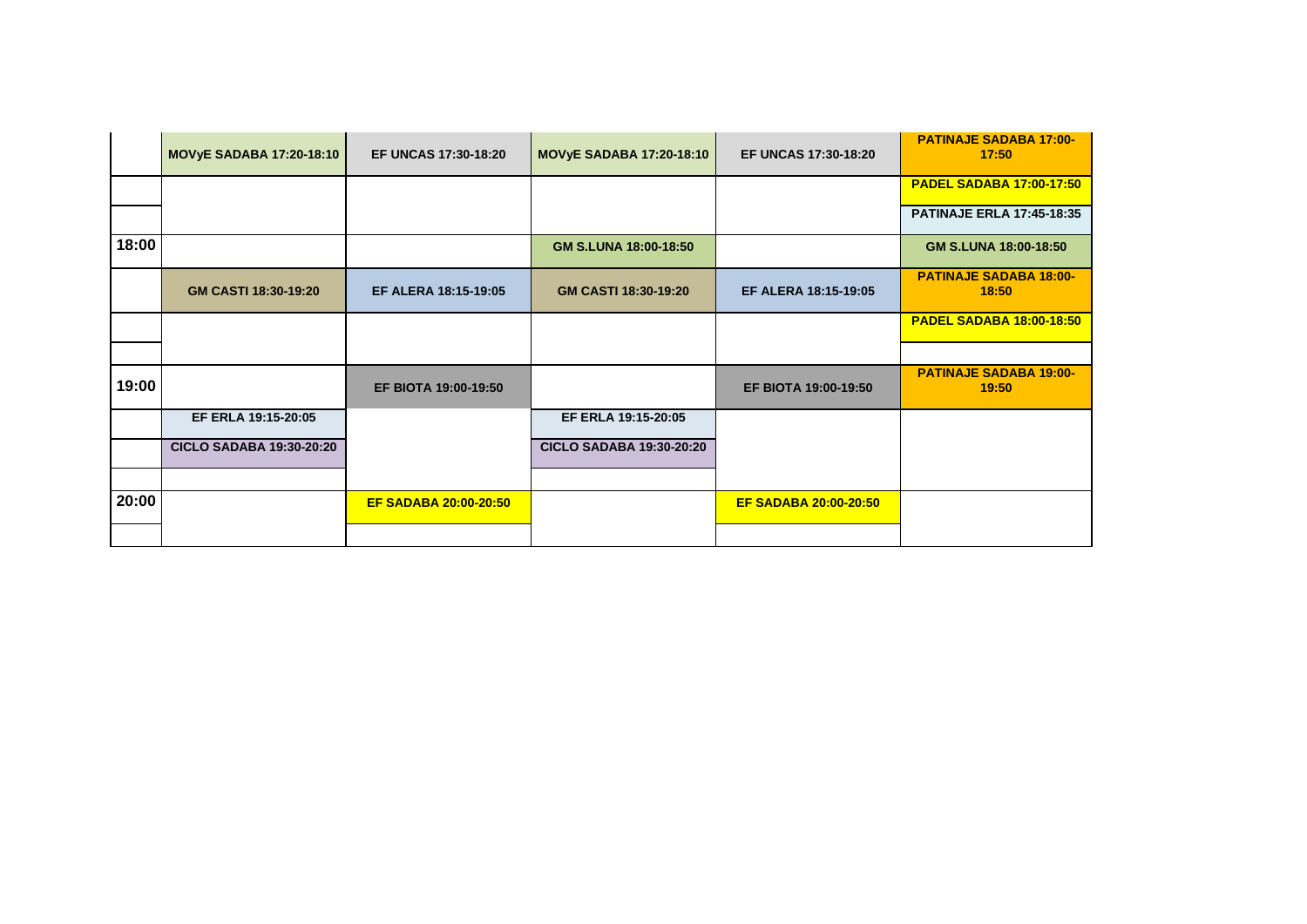| | | | | | |
|---|---|---|---|---|---|
| | **MOVyE SADABA 17:20-18:10** | **EF UNCAS 17:30-18:20** | **MOVyE SADABA 17:20-18:10** | **EF UNCAS 17:30-18:20** | **PATINAJE SADABA 17:00-17:50** |
| | | | | | **PADEL SADABA 17:00-17:50** |
| | | | | | **PATINAJE ERLA 17:45-18:35** |
| **18:00** | | | **GM S.LUNA 18:00-18:50** | | **GM S.LUNA 18:00-18:50** |
| | **GM CASTI 18:30-19:20** | **EF ALERA 18:15-19:05** | **GM CASTI 18:30-19:20** | **EF ALERA 18:15-19:05** | **PATINAJE SADABA 18:00-18:50** |
| | | | | | **PADEL SADABA 18:00-18:50** |
| | | | | | |
| **19:00** | | **EF BIOTA 19:00-19:50** | | **EF BIOTA 19:00-19:50** | **PATINAJE SADABA 19:00-19:50** |
| | **EF ERLA 19:15-20:05** | | **EF ERLA 19:15-20:05** | | |
| | **CICLO SADABA 19:30-20:20** | | **CICLO SADABA 19:30-20:20** | | |
| | | | | | |
| **20:00** | | **EF SADABA 20:00-20:50** | | **EF SADABA 20:00-20:50** | |
| | | | | | |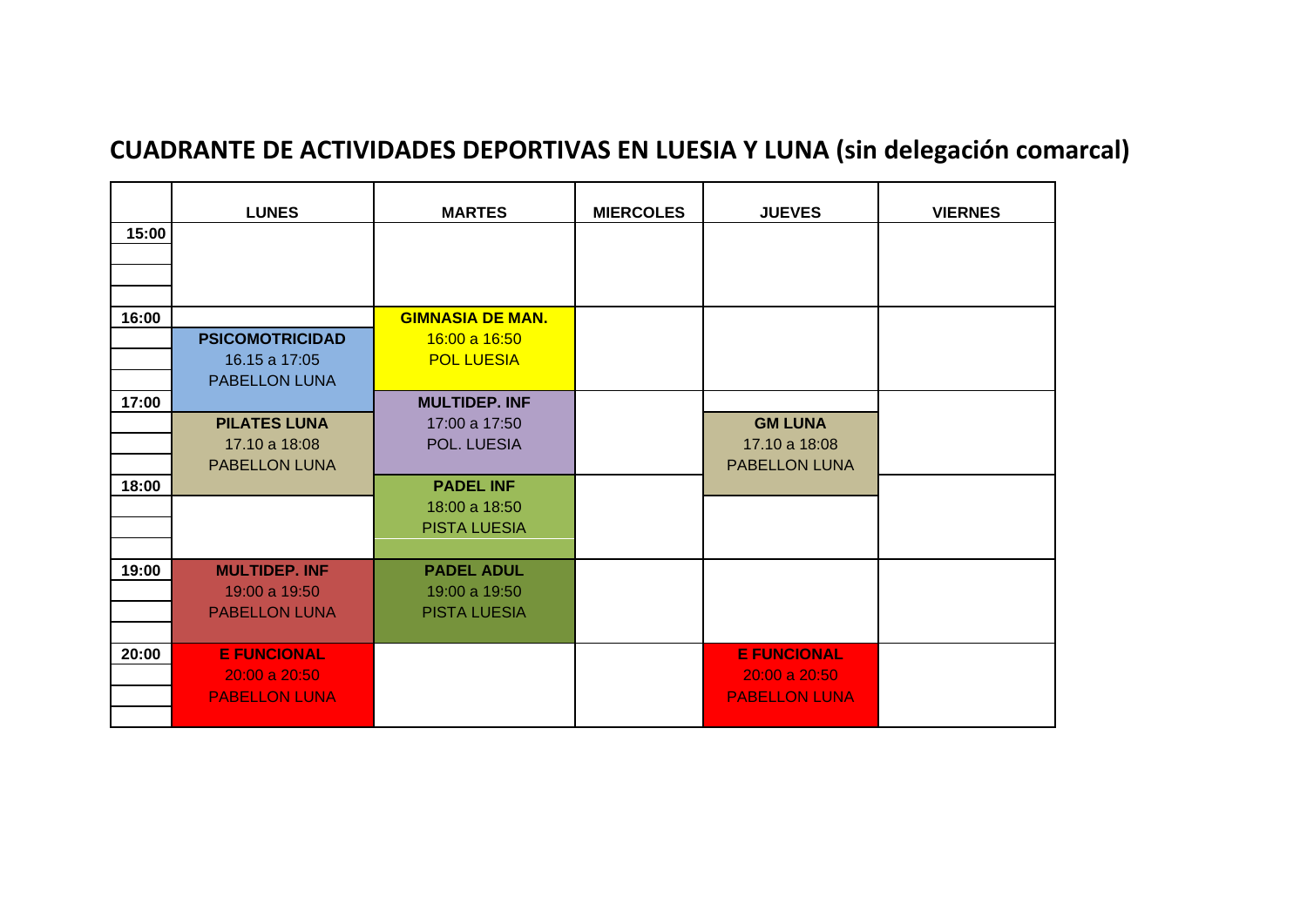## CUADRANTE DE ACTIVIDADES DEPORTIVAS EN LUESIA Y LUNA (sin delegación comarcal)

| | LUNES | MARTES | MIERCOLES | JUEVES | VIERNES |
|---|---|---|---|---|---|
| 15:00 | | | | | |
| 16:00 | **PSICOMOTRICIDAD** 16.15 a 17:05 PABELLON LUNA | **GIMNASIA DE MAN.** 16:00 a 16:50 POL LUESIA | | | |
| 17:00 | **PILATES LUNA** 17.10 a 18:08 PABELLON LUNA | **MULTIDEP. INF** 17:00 a 17:50 POL. LUESIA | | **GM LUNA** 17.10 a 18:08 PABELLON LUNA | |
| 18:00 | | **PADEL INF** 18:00 a 18:50 PISTA LUESIA | | | |
| 19:00 | **MULTIDEP. INF** 19:00 a 19:50 PABELLON LUNA | **PADEL ADUL** 19:00 a 19:50 PISTA LUESIA | | | |
| 20:00 | **E FUNCIONAL** 20:00 a 20:50 PABELLON LUNA | | | **E FUNCIONAL** 20:00 a 20:50 PABELLON LUNA | |